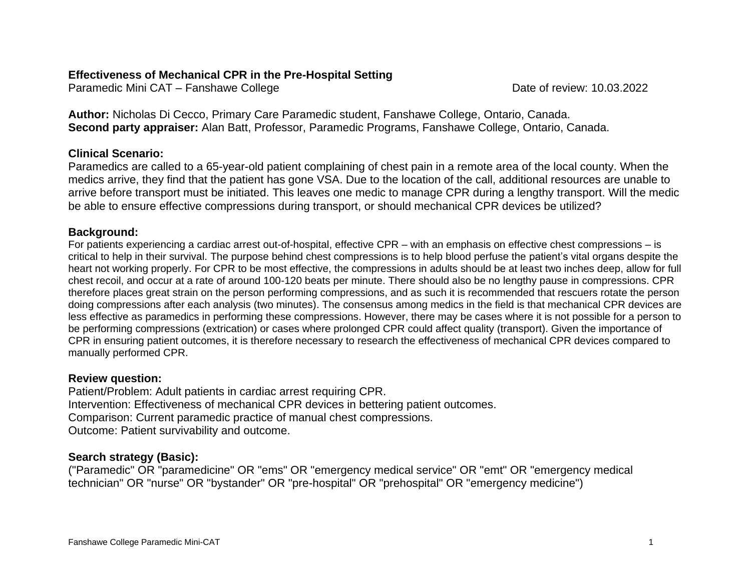**Effectiveness of Mechanical CPR in the Pre-Hospital Setting**

Paramedic Mini CAT – Fanshawe College

Date of review: 10.03.2022

**Author:** Nicholas Di Cecco, Primary Care Paramedic student, Fanshawe College, Ontario, Canada.
**Second party appraiser:** Alan Batt, Professor, Paramedic Programs, Fanshawe College, Ontario, Canada.

**Clinical Scenario:**

Paramedics are called to a 65-year-old patient complaining of chest pain in a remote area of the local county. When the medics arrive, they find that the patient has gone VSA. Due to the location of the call, additional resources are unable to arrive before transport must be initiated. This leaves one medic to manage CPR during a lengthy transport. Will the medic be able to ensure effective compressions during transport, or should mechanical CPR devices be utilized?

**Background:**

For patients experiencing a cardiac arrest out-of-hospital, effective CPR – with an emphasis on effective chest compressions – is critical to help in their survival. The purpose behind chest compressions is to help blood perfuse the patient's vital organs despite the heart not working properly. For CPR to be most effective, the compressions in adults should be at least two inches deep, allow for full chest recoil, and occur at a rate of around 100-120 beats per minute. There should also be no lengthy pause in compressions. CPR therefore places great strain on the person performing compressions, and as such it is recommended that rescuers rotate the person doing compressions after each analysis (two minutes). The consensus among medics in the field is that mechanical CPR devices are less effective as paramedics in performing these compressions. However, there may be cases where it is not possible for a person to be performing compressions (extrication) or cases where prolonged CPR could affect quality (transport). Given the importance of CPR in ensuring patient outcomes, it is therefore necessary to research the effectiveness of mechanical CPR devices compared to manually performed CPR.

**Review question:**

Patient/Problem: Adult patients in cardiac arrest requiring CPR.
Intervention: Effectiveness of mechanical CPR devices in bettering patient outcomes.
Comparison: Current paramedic practice of manual chest compressions.
Outcome: Patient survivability and outcome.

**Search strategy (Basic):**

("Paramedic" OR "paramedicine" OR "ems" OR "emergency medical service" OR "emt" OR "emergency medical technician" OR "nurse" OR "bystander" OR "pre-hospital" OR "prehospital" OR "emergency medicine")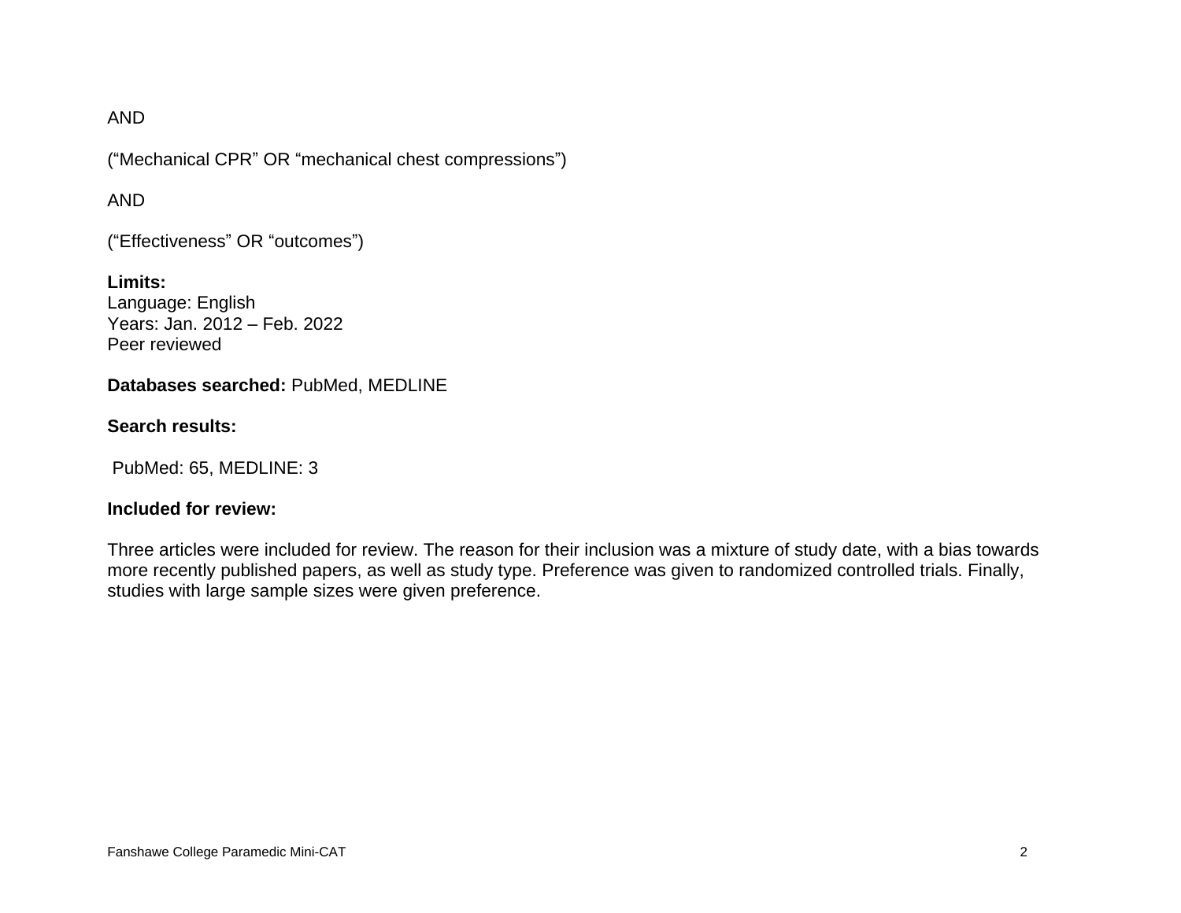AND

("Mechanical CPR" OR "mechanical chest compressions")

AND

("Effectiveness" OR "outcomes")

**Limits:**
Language: English
Years: Jan. 2012 – Feb. 2022
Peer reviewed

**Databases searched:** PubMed, MEDLINE

**Search results:**

PubMed: 65, MEDLINE: 3

**Included for review:**

Three articles were included for review. The reason for their inclusion was a mixture of study date, with a bias towards more recently published papers, as well as study type. Preference was given to randomized controlled trials. Finally, studies with large sample sizes were given preference.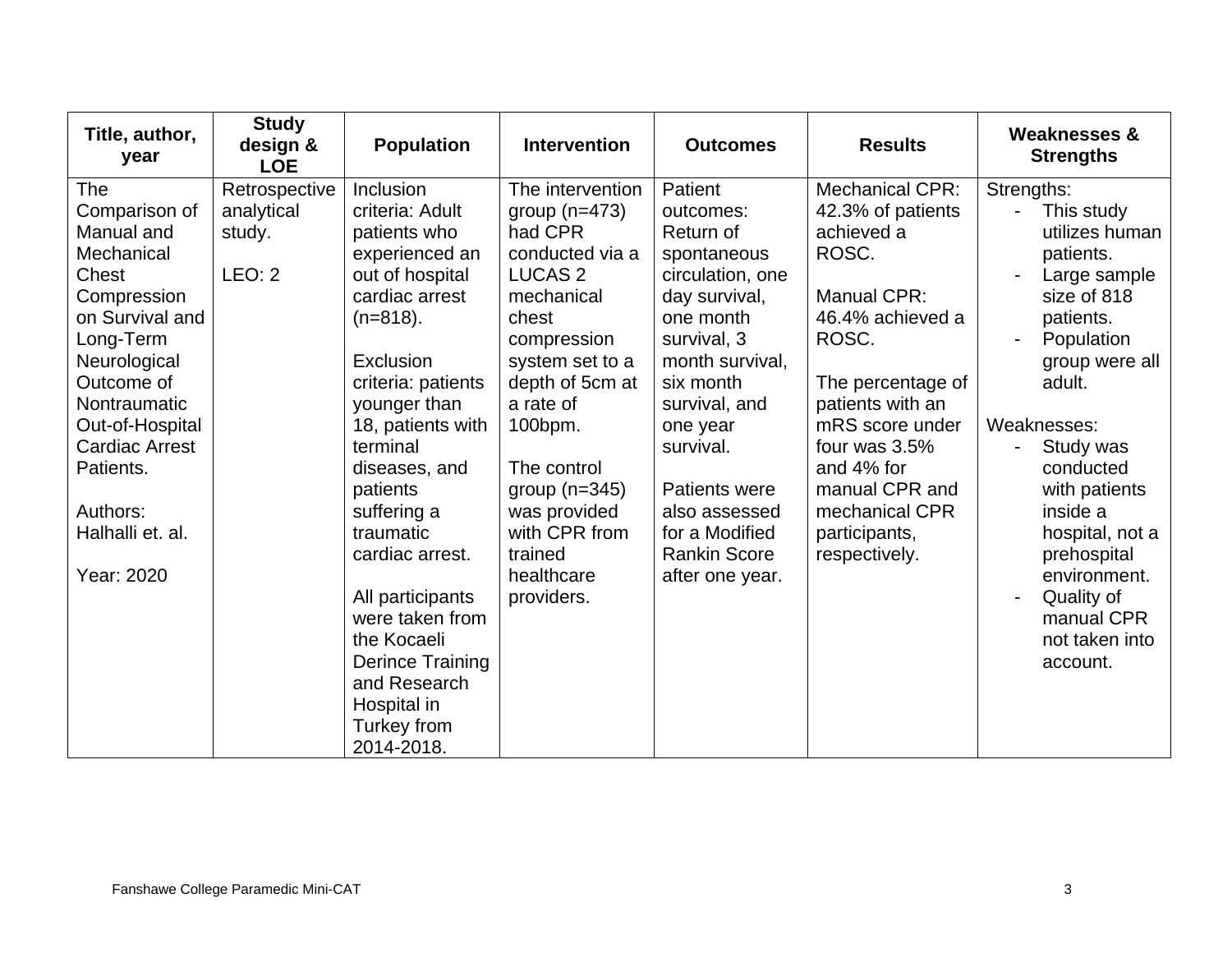| Title, author, year | Study design & LOE | Population | Intervention | Outcomes | Results | Weaknesses & Strengths |
|---|---|---|---|---|---|---|
| The Comparison of Manual and Mechanical Chest Compression on Survival and Long-Term Neurological Outcome of Nontraumatic Out-of-Hospital Cardiac Arrest Patients.<br><br>Authors: Halhalli et. al.<br><br>Year: 2020 | Retrospective analytical study.<br><br>LEO: 2 | Inclusion criteria: Adult patients who experienced an out of hospital cardiac arrest (n=818).<br><br>Exclusion criteria: patients younger than 18, patients with terminal diseases, and patients suffering a traumatic cardiac arrest.<br><br>All participants were taken from the Kocaeli Derince Training and Research Hospital in Turkey from 2014-2018. | The intervention group (n=473) had CPR conducted via a LUCAS 2 mechanical chest compression system set to a depth of 5cm at a rate of 100bpm.<br><br>The control group (n=345) was provided with CPR from trained healthcare providers. | Patient outcomes: Return of spontaneous circulation, one day survival, one month survival, 3 month survival, six month survival, and one year survival.<br><br>Patients were also assessed for a Modified Rankin Score after one year. | Mechanical CPR: 42.3% of patients achieved a ROSC.<br><br>Manual CPR: 46.4% achieved a ROSC.<br><br>The percentage of patients with an mRS score under four was 3.5% and 4% for manual CPR and mechanical CPR participants, respectively. | Strengths:<br>- This study utilizes human patients.<br>- Large sample size of 818 patients.<br>- Population group were all adult.<br><br>Weaknesses:<br>- Study was conducted with patients inside a hospital, not a prehospital environment.<br>- Quality of manual CPR not taken into account. |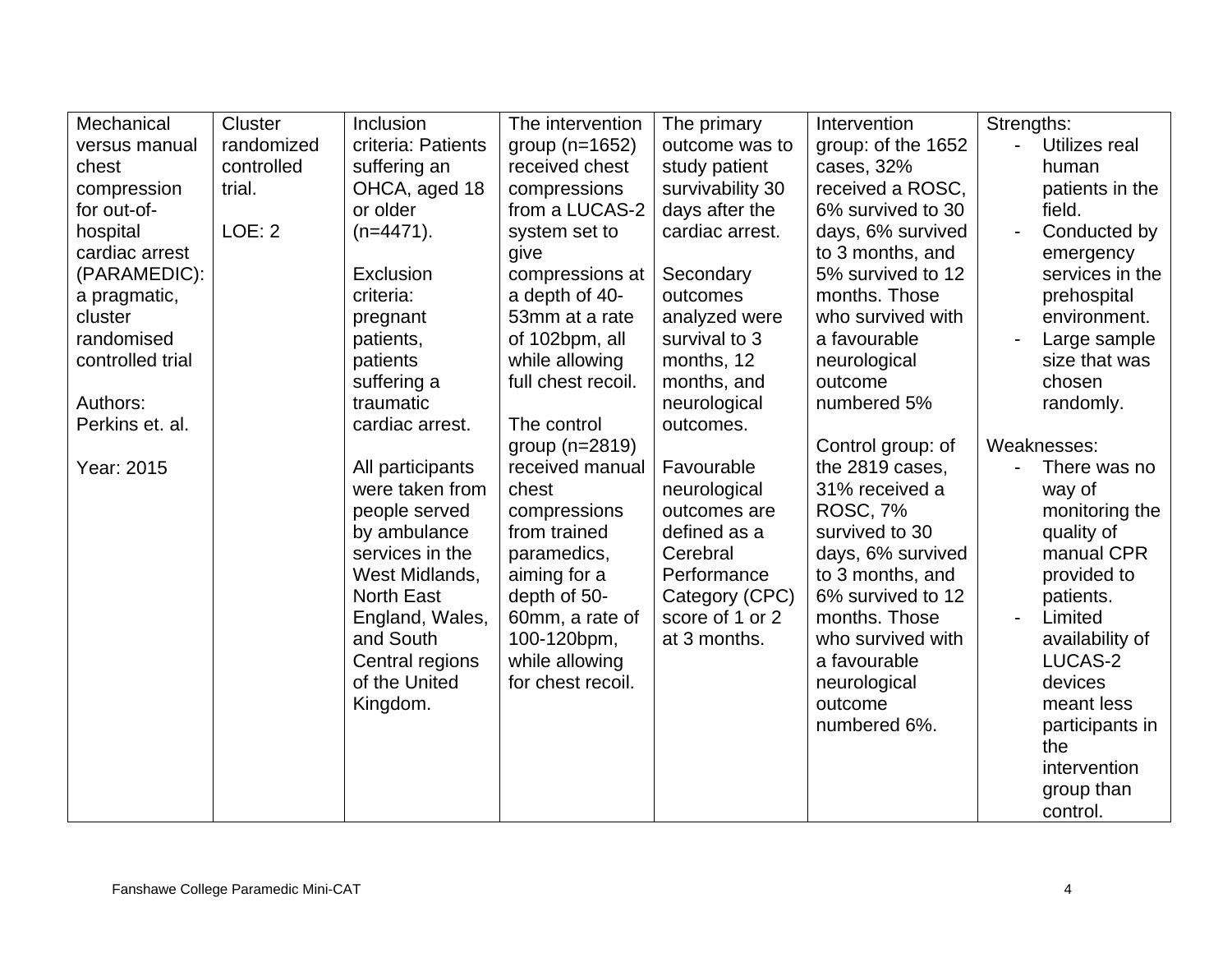| Mechanical versus manual chest compression for out-of-hospital cardiac arrest (PARAMEDIC): a pragmatic, cluster randomised controlled trial<br><br>Authors: Perkins et. al.<br><br>Year: 2015 | Cluster randomized controlled trial.<br><br>LOE: 2 | Inclusion criteria: Patients suffering an OHCA, aged 18 or older (n=4471).<br><br>Exclusion criteria: pregnant patients, patients suffering a traumatic cardiac arrest.<br><br>All participants were taken from people served by ambulance services in the West Midlands, North East England, Wales, and South Central regions of the United Kingdom. | The intervention group (n=1652) received chest compressions from a LUCAS-2 system set to give compressions at a depth of 40-53mm at a rate of 102bpm, all while allowing full chest recoil.<br><br>The control group (n=2819) received manual chest compressions from trained paramedics, aiming for a depth of 50-60mm, a rate of 100-120bpm, while allowing for chest recoil. | The primary outcome was to study patient survivability 30 days after the cardiac arrest.<br><br>Secondary outcomes analyzed were survival to 3 months, 12 months, and neurological outcomes.<br><br>Favourable neurological outcomes are defined as a Cerebral Performance Category (CPC) score of 1 or 2 at 3 months. | Intervention group: of the 1652 cases, 32% received a ROSC, 6% survived to 30 days, 6% survived to 3 months, and 5% survived to 12 months. Those who survived with a favourable neurological outcome numbered 5%<br><br>Control group: of the 2819 cases, 31% received a ROSC, 7% survived to 30 days, 6% survived to 3 months, and 6% survived to 12 months. Those who survived with a favourable neurological outcome numbered 6%. | Strengths:<br>- Utilizes real human patients in the field.<br>- Conducted by emergency services in the prehospital environment.<br>- Large sample size that was chosen randomly.<br><br>Weaknesses:<br>- There was no way of monitoring the quality of manual CPR provided to patients.<br>- Limited availability of LUCAS-2 devices meant less participants in the intervention group than control. |
|---|---|---|---|---|---|---|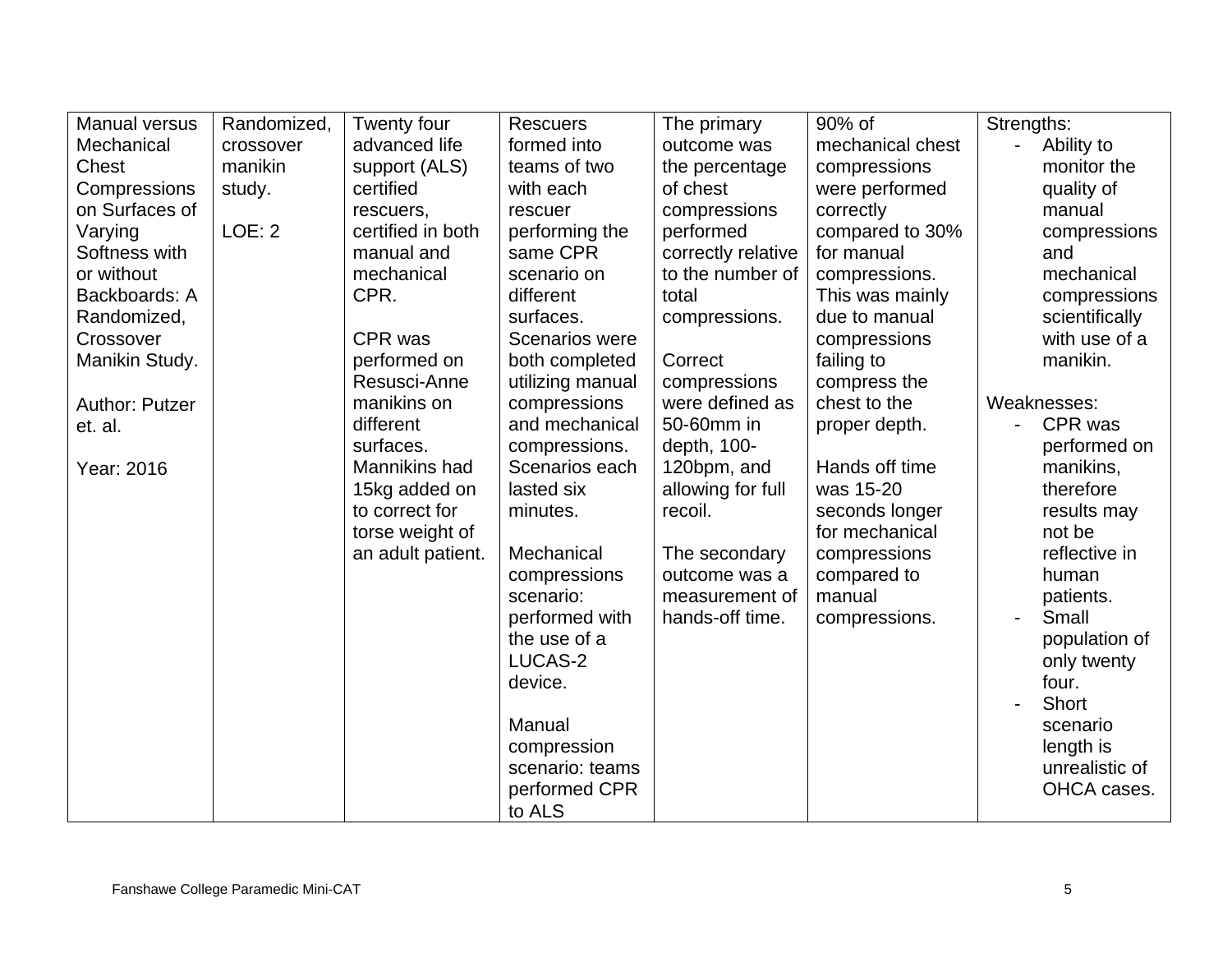| Manual versus Mechanical Chest Compressions on Surfaces of Varying Softness with or without Backboards: A Randomized, Crossover Manikin Study.<br><br>Author: Putzer et. al.<br><br>Year: 2016 | Randomized, crossover manikin study.<br><br>LOE: 2 | Twenty four advanced life support (ALS) certified rescuers, certified in both manual and mechanical CPR.<br><br>CPR was performed on Resusci-Anne manikins on different surfaces. Mannikins had 15kg added on to correct for torse weight of an adult patient. | Rescuers formed into teams of two with each rescuer performing the same CPR scenario on different surfaces. Scenarios were both completed utilizing manual compressions and mechanical compressions. Scenarios each lasted six minutes.<br><br>Mechanical compressions scenario: performed with the use of a LUCAS-2 device.<br><br>Manual compression scenario: teams performed CPR to ALS | The primary outcome was the percentage of chest compressions performed correctly relative to the number of total compressions.<br><br>Correct compressions were defined as 50-60mm in depth, 100-120bpm, and allowing for full recoil.<br><br>The secondary outcome was a measurement of hands-off time. | 90% of mechanical chest compressions were performed correctly compared to 30% for manual compressions. This was mainly due to manual compressions failing to compress the chest to the proper depth.<br><br>Hands off time was 15-20 seconds longer for mechanical compressions compared to manual compressions. | Strengths:<br>- Ability to monitor the quality of manual compressions and mechanical compressions scientifically with use of a manikin.<br><br>Weaknesses:<br>- CPR was performed on manikins, therefore results may not be reflective in human patients.<br>- Small population of only twenty four.<br>- Short scenario length is unrealistic of OHCA cases. |
|---|---|---|---|---|---|---|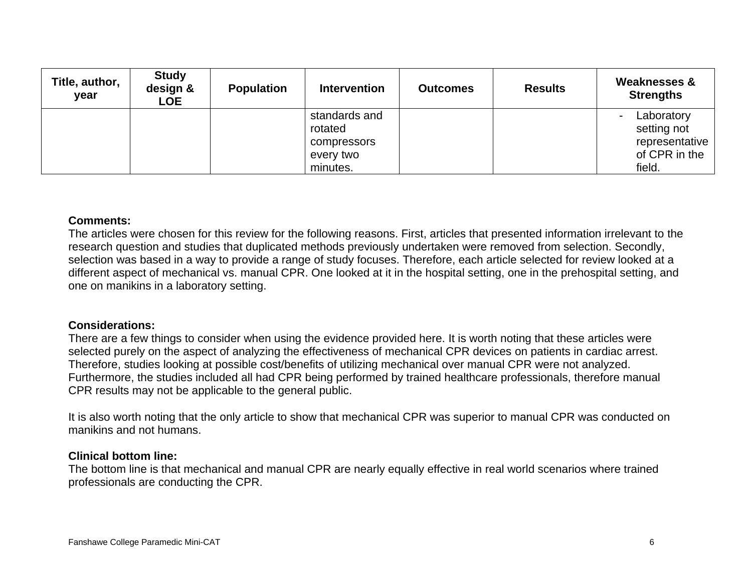| Title, author, year | Study design & LOE | Population | Intervention | Outcomes | Results | Weaknesses & Strengths |
|---|---|---|---|---|---|---|
| | | | standards and rotated compressors every two minutes. | | | - Laboratory setting not representative of CPR in the field. |

**Comments:**
The articles were chosen for this review for the following reasons. First, articles that presented information irrelevant to the research question and studies that duplicated methods previously undertaken were removed from selection. Secondly, selection was based in a way to provide a range of study focuses. Therefore, each article selected for review looked at a different aspect of mechanical vs. manual CPR. One looked at it in the hospital setting, one in the prehospital setting, and one on manikins in a laboratory setting.

**Considerations:**
There are a few things to consider when using the evidence provided here. It is worth noting that these articles were selected purely on the aspect of analyzing the effectiveness of mechanical CPR devices on patients in cardiac arrest. Therefore, studies looking at possible cost/benefits of utilizing mechanical over manual CPR were not analyzed. Furthermore, the studies included all had CPR being performed by trained healthcare professionals, therefore manual CPR results may not be applicable to the general public.

It is also worth noting that the only article to show that mechanical CPR was superior to manual CPR was conducted on manikins and not humans.

**Clinical bottom line:**
The bottom line is that mechanical and manual CPR are nearly equally effective in real world scenarios where trained professionals are conducting the CPR.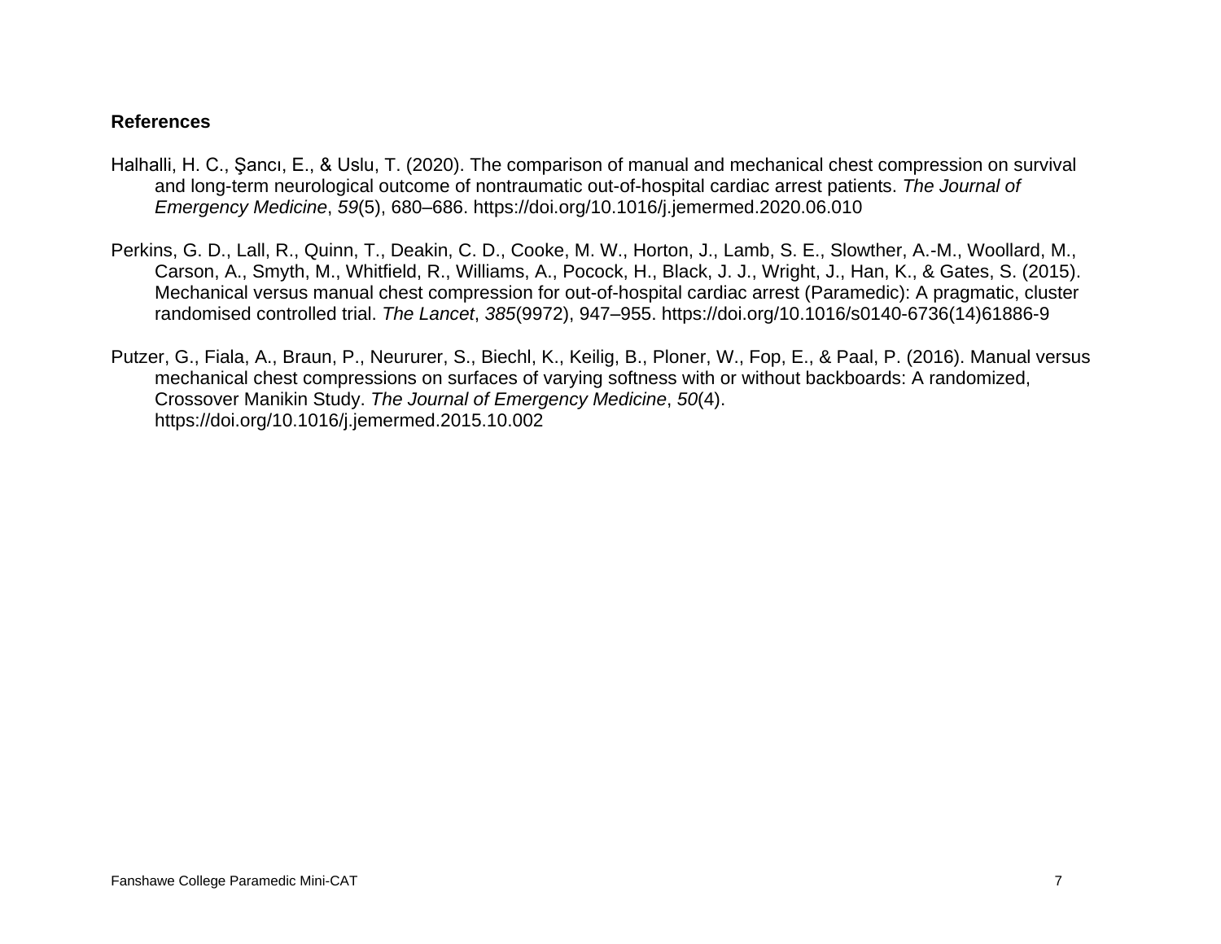**References**

Halhalli, H. C., Şancı, E., & Uslu, T. (2020). The comparison of manual and mechanical chest compression on survival and long-term neurological outcome of nontraumatic out-of-hospital cardiac arrest patients. *The Journal of Emergency Medicine*, *59*(5), 680–686. https://doi.org/10.1016/j.jemermed.2020.06.010

Perkins, G. D., Lall, R., Quinn, T., Deakin, C. D., Cooke, M. W., Horton, J., Lamb, S. E., Slowther, A.-M., Woollard, M., Carson, A., Smyth, M., Whitfield, R., Williams, A., Pocock, H., Black, J. J., Wright, J., Han, K., & Gates, S. (2015). Mechanical versus manual chest compression for out-of-hospital cardiac arrest (Paramedic): A pragmatic, cluster randomised controlled trial. *The Lancet*, *385*(9972), 947–955. https://doi.org/10.1016/s0140-6736(14)61886-9

Putzer, G., Fiala, A., Braun, P., Neururer, S., Biechl, K., Keilig, B., Ploner, W., Fop, E., & Paal, P. (2016). Manual versus mechanical chest compressions on surfaces of varying softness with or without backboards: A randomized, Crossover Manikin Study. *The Journal of Emergency Medicine*, *50*(4). https://doi.org/10.1016/j.jemermed.2015.10.002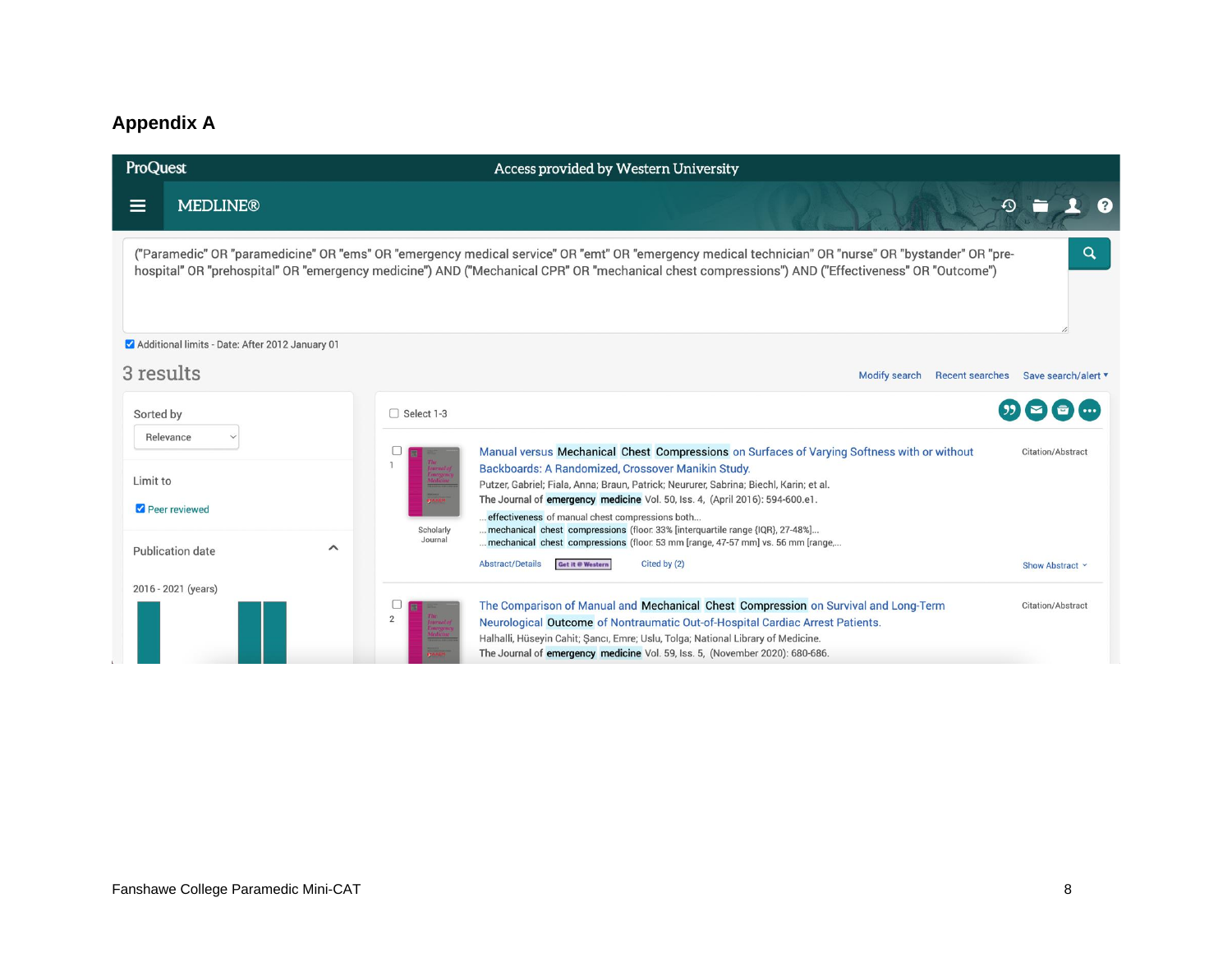## Appendix A

ProQuest — Access provided by Western University

MEDLINE®

("Paramedic" OR "paramedicine" OR "ems" OR "emergency medical service" OR "emt" OR "emergency medical technician" OR "nurse" OR "bystander" OR "pre-hospital" OR "prehospital" OR "emergency medicine") AND ("Mechanical CPR" OR "mechanical chest compressions") AND ("Effectiveness" OR "Outcome")

Additional limits - Date: After 2012 January 01

3 results

Modify search | Recent searches | Save search/alert

Sorted by: Relevance

Limit to: Peer reviewed

Publication date: 2016 - 2021 (years)

Select 1-3

1. Manual versus Mechanical Chest Compressions on Surfaces of Varying Softness with or without Backboards: A Randomized, Crossover Manikin Study.
Putzer, Gabriel; Fiala, Anna; Braun, Patrick; Neururer, Sabrina; Biechl, Karin; et al.
The Journal of emergency medicine Vol. 50, Iss. 4, (April 2016): 594-600.e1.
...effectiveness of manual chest compressions both...
...mechanical chest compressions (floor: 33% [interquartile range {IQR}, 27-48%]...
...mechanical chest compressions (floor: 53 mm [range, 47-57 mm] vs. 56 mm [range,...
Scholarly Journal — Citation/Abstract
Abstract/Details | Get it @ Western | Cited by (2) | Show Abstract

2. The Comparison of Manual and Mechanical Chest Compression on Survival and Long-Term Neurological Outcome of Nontraumatic Out-of-Hospital Cardiac Arrest Patients.
Halhalli, Hüseyin Cahit; Şancı, Emre; Uslu, Tolga; National Library of Medicine.
The Journal of emergency medicine Vol. 59, Iss. 5, (November 2020): 680-686.
Citation/Abstract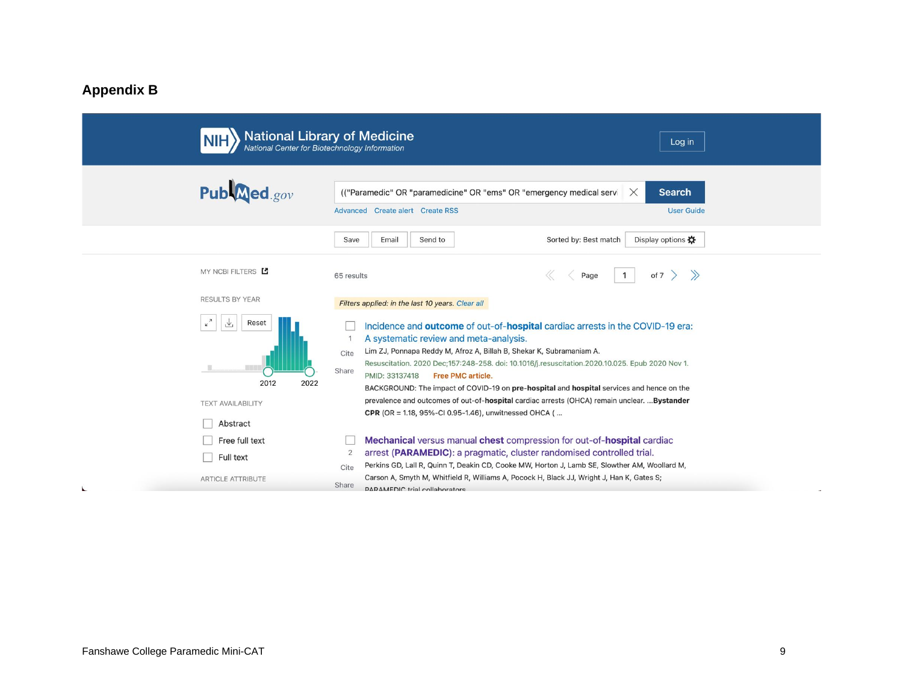## Appendix B

National Library of Medicine
National Center for Biotechnology Information

Log in

PubMed.gov

(("Paramedic" OR "paramedicine" OR "ems" OR "emergency medical servi

Search

Advanced Create alert Create RSS User Guide

Save Email Send to Sorted by: Best match Display options

MY NCBI FILTERS

RESULTS BY YEAR

Reset

2012 2022

TEXT AVAILABILITY

Abstract

Free full text

Full text

ARTICLE ATTRIBUTE

65 results

Page 1 of 7

*Filters applied: in the last 10 years. Clear all*

1 Incidence and **outcome** of out-of-**hospital** cardiac arrests in the COVID-19 era: A systematic review and meta-analysis.
Lim ZJ, Ponnapa Reddy M, Afroz A, Billah B, Shekar K, Subramaniam A.
Resuscitation. 2020 Dec;157:248-258. doi: 10.1016/j.resuscitation.2020.10.025. Epub 2020 Nov 1.
PMID: 33137418 Free PMC article.
BACKGROUND: The impact of COVID-19 on **pre-hospital** and **hospital** services and hence on the prevalence and outcomes of out-of-**hospital** cardiac arrests (OHCA) remain unclear. ...**Bystander CPR** (OR = 1.18, 95%-CI 0.95-1.46), unwitnessed OHCA ( ...

Cite
Share

2 **Mechanical** versus manual **chest** compression for out-of-**hospital** cardiac arrest (**PARAMEDIC**): a pragmatic, cluster randomised controlled trial.
Perkins GD, Lall R, Quinn T, Deakin CD, Cooke MW, Horton J, Lamb SE, Slowther AM, Woollard M, Carson A, Smyth M, Whitfield R, Williams A, Pocock H, Black JJ, Wright J, Han K, Gates S; PARAMEDIC trial collaborators.

Cite
Share